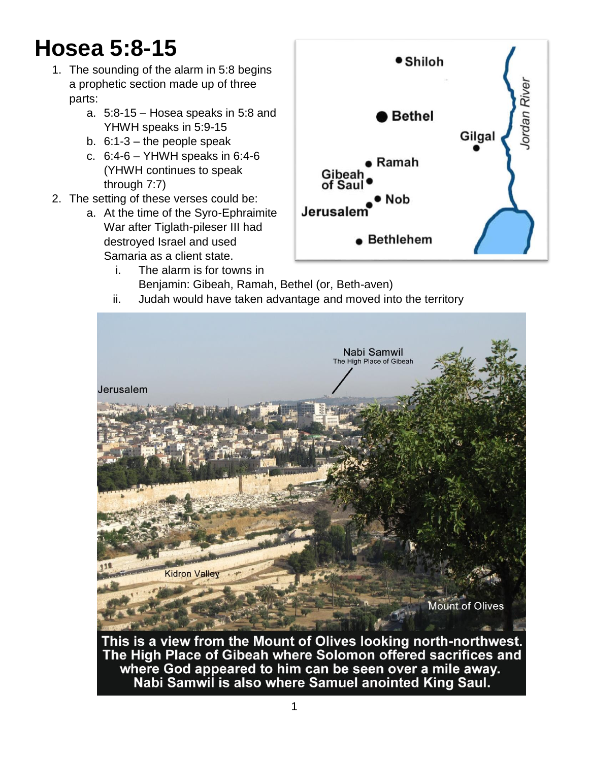# Hosea 5:8-15

1. The sounding of the alarm in 5:8 begins a prophetic section made up of three parts:
   a. 5:8-15 – Hosea speaks in 5:8 and YHWH speaks in 5:9-15
   b. 6:1-3 – the people speak
   c. 6:4-6 – YHWH speaks in 6:4-6 (YHWH continues to speak through 7:7)
2. The setting of these verses could be:
   a. At the time of the Syro-Ephraimite War after Tiglath-pileser III had destroyed Israel and used Samaria as a client state.
      i. The alarm is for towns in Benjamin: Gibeah, Ramah, Bethel (or, Beth-aven)
      ii. Judah would have taken advantage and moved into the territory

**This is a view from the Mount of Olives looking north-northwest. The High Place of Gibeah where Solomon offered sacrifices and where God appeared to him can be seen over a mile away. Nabi Samwil is also where Samuel anointed King Saul.**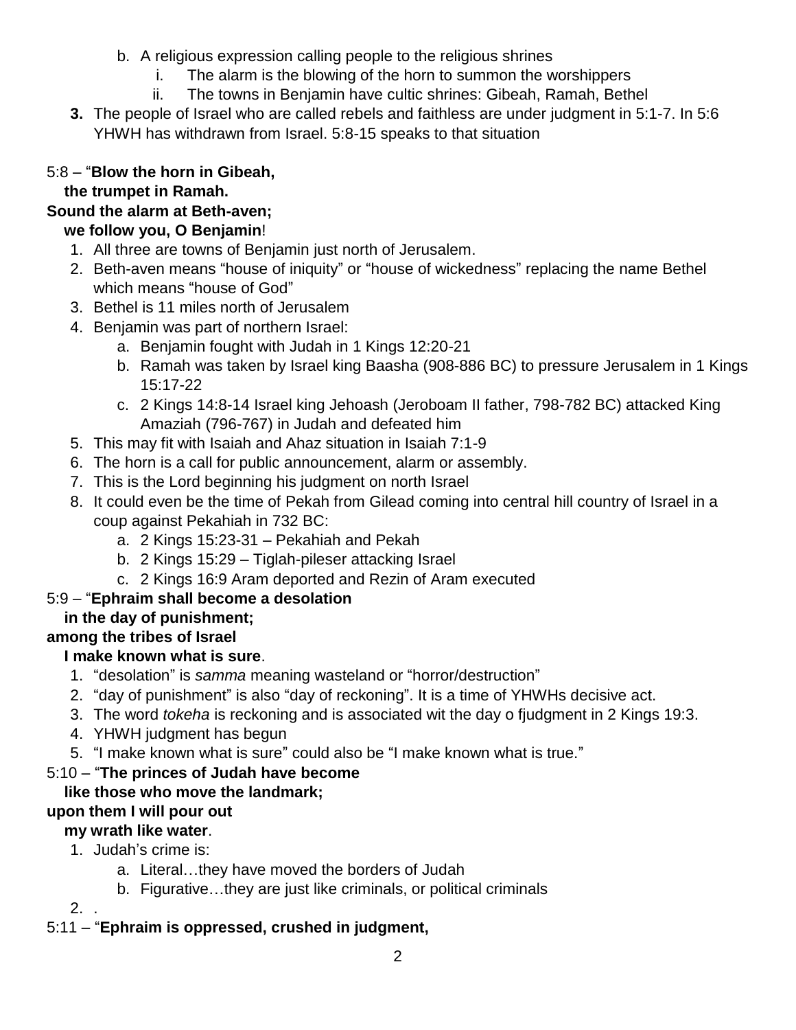b. A religious expression calling people to the religious shrines
      i. The alarm is the blowing of the horn to summon the worshippers
      ii. The towns in Benjamin have cultic shrines: Gibeah, Ramah, Bethel

**3.** The people of Israel who are called rebels and faithless are under judgment in 5:1-7. In 5:6 YHWH has withdrawn from Israel. 5:8-15 speaks to that situation

5:8 – "**Blow the horn in Gibeah,**
**the trumpet in Ramah.**
**Sound the alarm at Beth-aven;**
**we follow you, O Benjamin**!

1. All three are towns of Benjamin just north of Jerusalem.
2. Beth-aven means "house of iniquity" or "house of wickedness" replacing the name Bethel which means "house of God"
3. Bethel is 11 miles north of Jerusalem
4. Benjamin was part of northern Israel:
   a. Benjamin fought with Judah in 1 Kings 12:20-21
   b. Ramah was taken by Israel king Baasha (908-886 BC) to pressure Jerusalem in 1 Kings 15:17-22
   c. 2 Kings 14:8-14 Israel king Jehoash (Jeroboam II father, 798-782 BC) attacked King Amaziah (796-767) in Judah and defeated him
5. This may fit with Isaiah and Ahaz situation in Isaiah 7:1-9
6. The horn is a call for public announcement, alarm or assembly.
7. This is the Lord beginning his judgment on north Israel
8. It could even be the time of Pekah from Gilead coming into central hill country of Israel in a coup against Pekahiah in 732 BC:
   a. 2 Kings 15:23-31 – Pekahiah and Pekah
   b. 2 Kings 15:29 – Tiglah-pileser attacking Israel
   c. 2 Kings 16:9 Aram deported and Rezin of Aram executed

5:9 – "**Ephraim shall become a desolation**
**in the day of punishment;**
**among the tribes of Israel**
**I make known what is sure**.

1. "desolation" is *samma* meaning wasteland or "horror/destruction"
2. "day of punishment" is also "day of reckoning". It is a time of YHWHs decisive act.
3. The word *tokeha* is reckoning and is associated wit the day o fjudgment in 2 Kings 19:3.
4. YHWH judgment has begun
5. "I make known what is sure" could also be "I make known what is true."

5:10 – "**The princes of Judah have become**
**like those who move the landmark;**
**upon them I will pour out**
**my wrath like water**.

1. Judah's crime is:
   a. Literal…they have moved the borders of Judah
   b. Figurative…they are just like criminals, or political criminals
2. .

5:11 – "**Ephraim is oppressed, crushed in judgment,**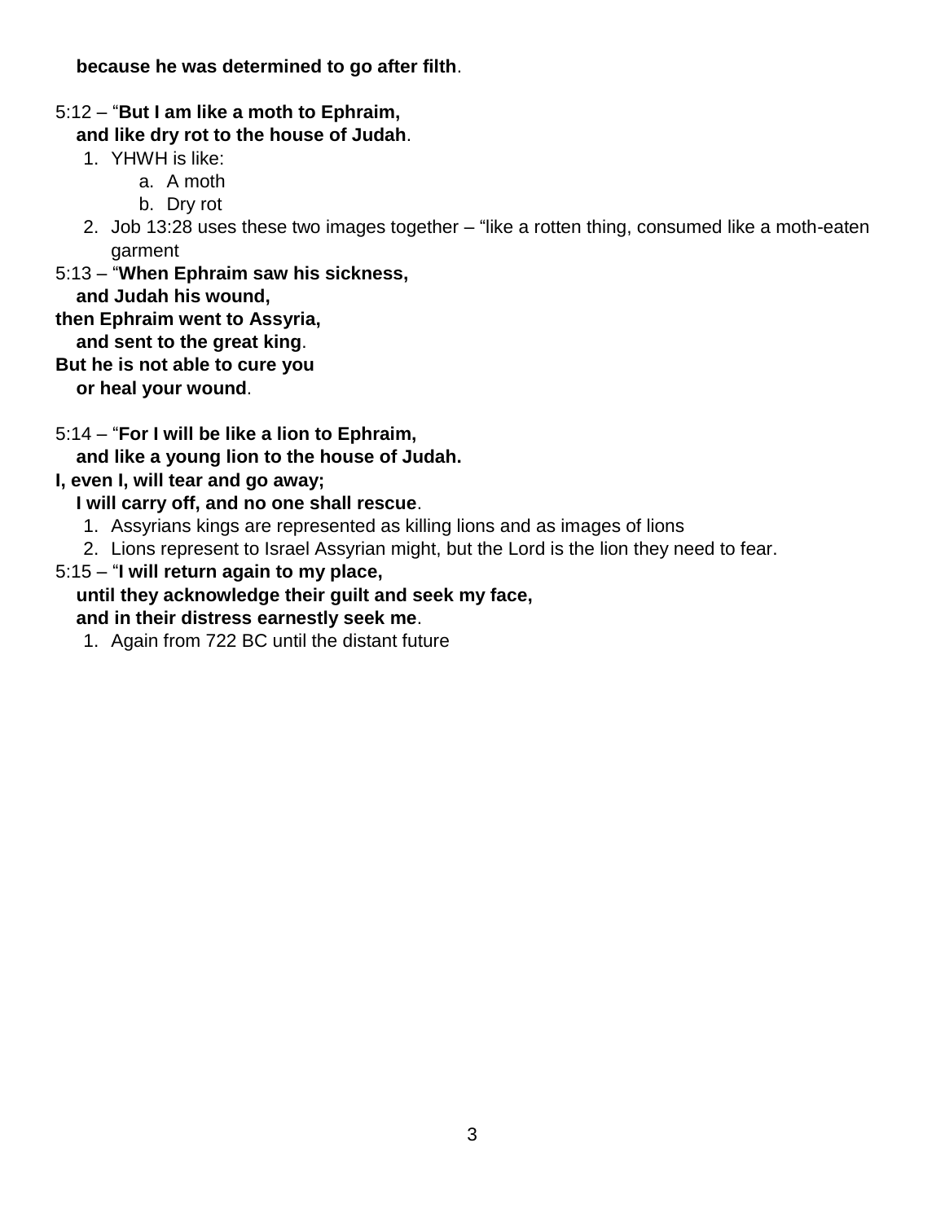**because he was determined to go after filth**.

5:12 – "**But I am like a moth to Ephraim,**
**and like dry rot to the house of Judah**.

1. YHWH is like:
    a. A moth
    b. Dry rot
2. Job 13:28 uses these two images together – "like a rotten thing, consumed like a moth-eaten garment

5:13 – "**When Ephraim saw his sickness,**
**and Judah his wound,**
**then Ephraim went to Assyria,**
**and sent to the great king**.
**But he is not able to cure you**
**or heal your wound**.

5:14 – "**For I will be like a lion to Ephraim,**
**and like a young lion to the house of Judah.**
**I, even I, will tear and go away;**
**I will carry off, and no one shall rescue**.

1. Assyrians kings are represented as killing lions and as images of lions
2. Lions represent to Israel Assyrian might, but the Lord is the lion they need to fear.

5:15 – "**I will return again to my place,**
**until they acknowledge their guilt and seek my face,**
**and in their distress earnestly seek me**.

1. Again from 722 BC until the distant future